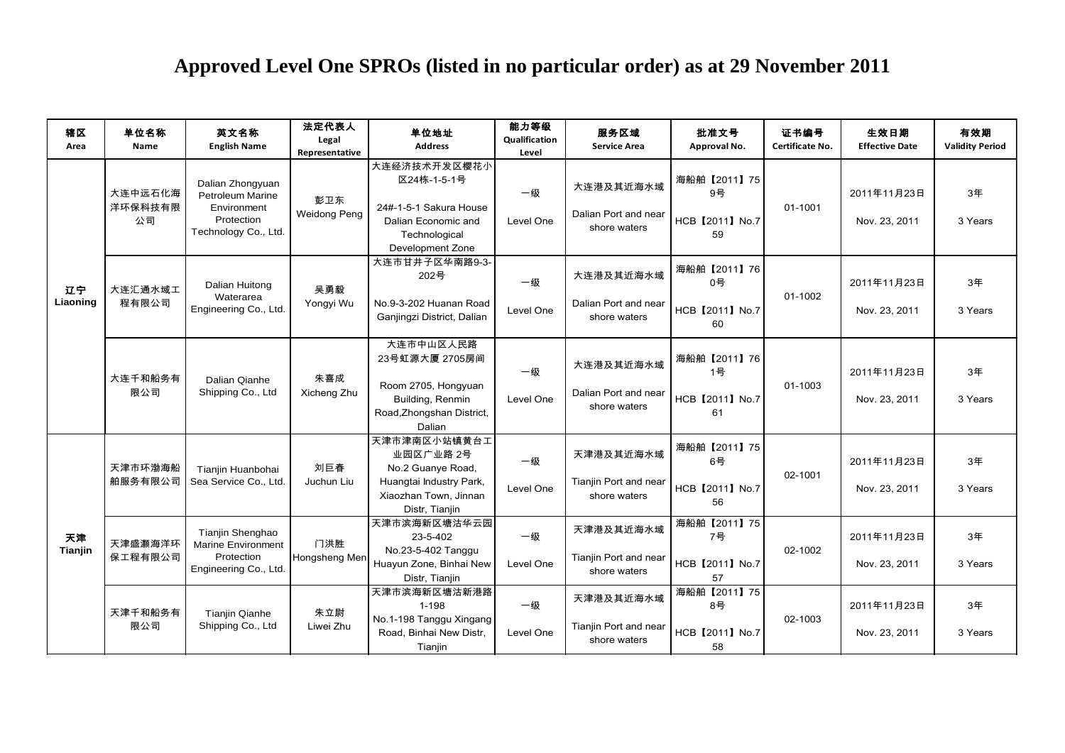# Approved Level One SPROs (listed in no particular order) as at 29 November 2011

| 辖区 Area | 单位名称 Name | 英文名称 English Name | 法定代表人 Legal Representative | 单位地址 Address | 能力等级 Qualification Level | 服务区域 Service Area | 批准文号 Approval No. | 证书编号 Certificate No. | 生效日期 Effective Date | 有效期 Validity Period |
|---|---|---|---|---|---|---|---|---|---|---|
| 辽宁 Liaoning | 大连中远石化海洋环保科技有限公司 | Dalian Zhongyuan Petroleum Marine Environment Protection Technology Co., Ltd. | 彭卫东 Weidong Peng | 大连经济技术开发区樱花小区24栋-1-5-1号 24#-1-5-1 Sakura House Dalian Economic and Technological Development Zone | 一级 Level One | 大连港及其近海水域 Dalian Port and near shore waters | 海船舶【2011】759号 HCB【2011】No.759 | 01-1001 | 2011年11月23日 Nov. 23, 2011 | 3年 3 Years |
| | 大连汇通水域工程有限公司 | Dalian Huitong Waterarea Engineering Co., Ltd. | 吴勇毅 Yongyi Wu | 大连市甘井子区华南路9-3-202号 No.9-3-202 Huanan Road Ganjingzi District, Dalian | 一级 Level One | 大连港及其近海水域 Dalian Port and near shore waters | 海船舶【2011】760号 HCB【2011】No.760 | 01-1002 | 2011年11月23日 Nov. 23, 2011 | 3年 3 Years |
| | 大连千和船务有限公司 | Dalian Qianhe Shipping Co., Ltd | 朱喜成 Xicheng Zhu | 大连市中山区人民路23号虹源大厦 2705房间 Room 2705, Hongyuan Building, Renmin Road,Zhongshan District, Dalian | 一级 Level One | 大连港及其近海水域 Dalian Port and near shore waters | 海船舶【2011】761号 HCB【2011】No.761 | 01-1003 | 2011年11月23日 Nov. 23, 2011 | 3年 3 Years |
| 天津 Tianjin | 天津市环渤海船舶服务有限公司 | Tianjin Huanbohai Sea Service Co., Ltd. | 刘巨春 Juchun Liu | 天津市津南区小站镇黄台工业园区广业路 2号 No.2 Guanye Road, Huangtai Industry Park, Xiaozhan Town, Jinnan Distr, Tianjin | 一级 Level One | 天津港及其近海水域 Tianjin Port and near shore waters | 海船舶【2011】756号 HCB【2011】No.756 | 02-1001 | 2011年11月23日 Nov. 23, 2011 | 3年 3 Years |
| | 天津盛灏海洋环保工程有限公司 | Tianjin Shenghao Marine Environment Protection Engineering Co., Ltd. | 门洪胜 Hongsheng Men | 天津市滨海新区塘沽华云园23-5-402 No.23-5-402 Tanggu Huayun Zone, Binhai New Distr, Tianjin | 一级 Level One | 天津港及其近海水域 Tianjin Port and near shore waters | 海船舶【2011】757号 HCB【2011】No.757 | 02-1002 | 2011年11月23日 Nov. 23, 2011 | 3年 3 Years |
| | 天津千和船务有限公司 | Tianjin Qianhe Shipping Co., Ltd | 朱立尉 Liwei Zhu | 天津市滨海新区塘沽新港路1-198 No.1-198 Tanggu Xingang Road, Binhai New Distr, Tianjin | 一级 Level One | 天津港及其近海水域 Tianjin Port and near shore waters | 海船舶【2011】758号 HCB【2011】No.758 | 02-1003 | 2011年11月23日 Nov. 23, 2011 | 3年 3 Years |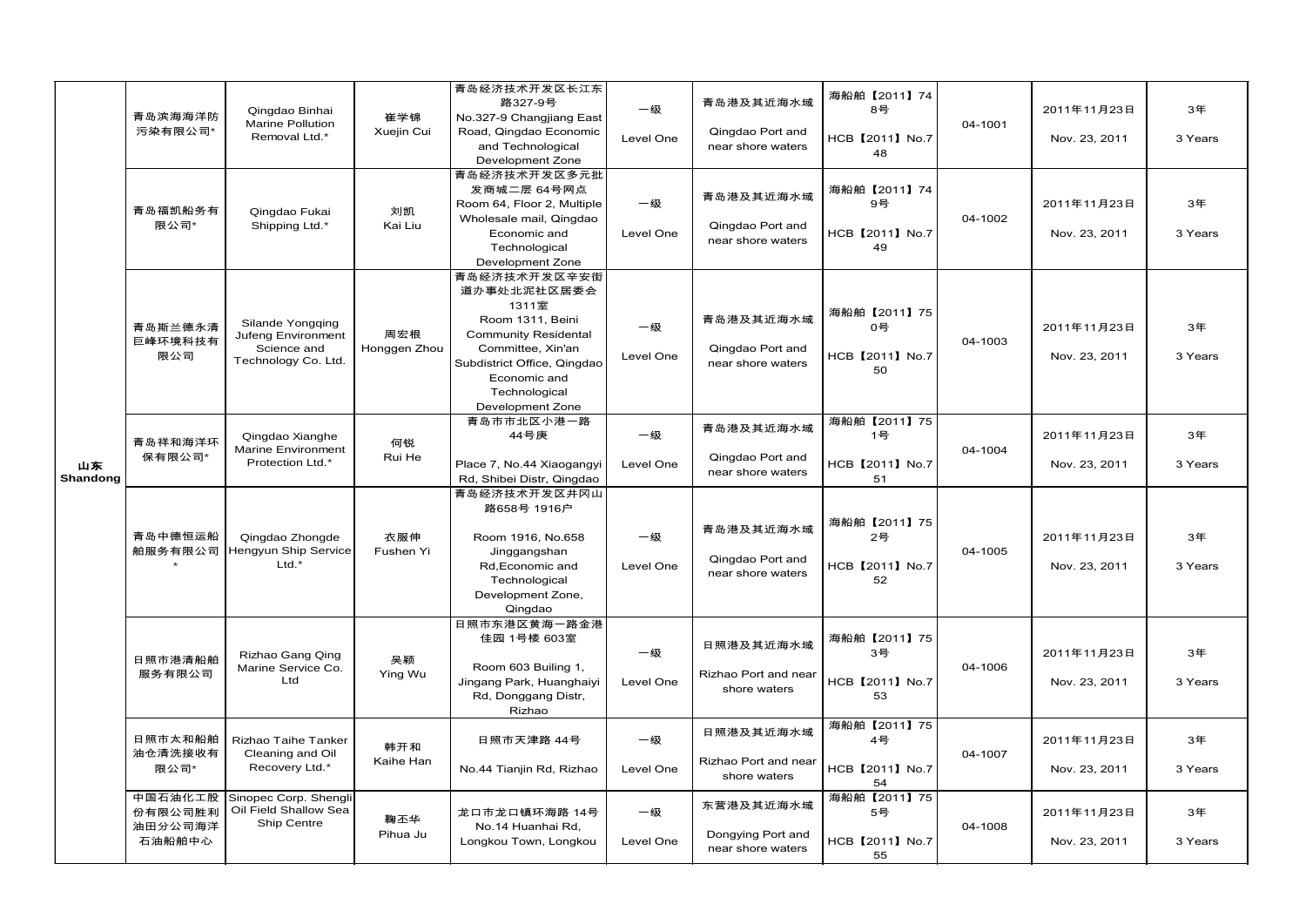| | | | | | | | | | | |
|---|---|---|---|---|---|---|---|---|---|---|
| 山东 Shandong | 青岛滨海海洋防污染有限公司* | Qingdao Binhai Marine Pollution Removal Ltd.* | 崔学锦 Xuejin Cui | 青岛经济技术开发区长江东路327-9号 No.327-9 Changjiang East Road, Qingdao Economic and Technological Development Zone | 一级 Level One | 青岛港及其近海水域 Qingdao Port and near shore waters | 海船舶【2011】748号 HCB【2011】No.748 | 04-1001 | 2011年11月23日 Nov. 23, 2011 | 3年 3 Years |
| | 青岛福凯船务有限公司* | Qingdao Fukai Shipping Ltd.* | 刘凯 Kai Liu | 青岛经济技术开发区多元批发商城二层 64号网点 Room 64, Floor 2, Multiple Wholesale mail, Qingdao Economic and Technological Development Zone | 一级 Level One | 青岛港及其近海水域 Qingdao Port and near shore waters | 海船舶【2011】749号 HCB【2011】No.749 | 04-1002 | 2011年11月23日 Nov. 23, 2011 | 3年 3 Years |
| | 青岛斯兰德永清巨峰环境科技有限公司 | Silande Yongqing Jufeng Environment Science and Technology Co. Ltd. | 周宏根 Honggen Zhou | 青岛经济技术开发区辛安街道办事处北泥社区居委会1311室 Room 1311, Beini Community Residental Committee, Xin'an Subdistrict Office, Qingdao Economic and Technological Development Zone | 一级 Level One | 青岛港及其近海水域 Qingdao Port and near shore waters | 海船舶【2011】750号 HCB【2011】No.750 | 04-1003 | 2011年11月23日 Nov. 23, 2011 | 3年 3 Years |
| | 青岛祥和海洋环保有限公司* | Qingdao Xianghe Marine Environment Protection Ltd.* | 何锐 Rui He | 青岛市市北区小港一路44号庚 Place 7, No.44 Xiaogangyi Rd, Shibei Distr, Qingdao | 一级 Level One | 青岛港及其近海水域 Qingdao Port and near shore waters | 海船舶【2011】751号 HCB【2011】No.751 | 04-1004 | 2011年11月23日 Nov. 23, 2011 | 3年 3 Years |
| | 青岛中德恒运船舶服务有限公司* | Qingdao Zhongde Hengyun Ship Service Ltd.* | 衣服伸 Fushen Yi | 青岛经济技术开发区井冈山路658号 1916户 Room 1916, No.658 Jinggangshan Rd,Economic and Technological Development Zone, Qingdao | 一级 Level One | 青岛港及其近海水域 Qingdao Port and near shore waters | 海船舶【2011】752号 HCB【2011】No.752 | 04-1005 | 2011年11月23日 Nov. 23, 2011 | 3年 3 Years |
| | 日照市港清船舶服务有限公司 | Rizhao Gang Qing Marine Service Co. Ltd | 吴颖 Ying Wu | 日照市东港区黄海一路金港佳园 1号楼 603室 Room 603 Builing 1, Jingang Park, Huanghaiyi Rd, Donggang Distr, Rizhao | 一级 Level One | 日照港及其近海水域 Rizhao Port and near shore waters | 海船舶【2011】753号 HCB【2011】No.753 | 04-1006 | 2011年11月23日 Nov. 23, 2011 | 3年 3 Years |
| | 日照市太和船舶油仓清洗接收有限公司* | Rizhao Taihe Tanker Cleaning and Oil Recovery Ltd.* | 韩开和 Kaihe Han | 日照市天津路 44号 No.44 Tianjin Rd, Rizhao | 一级 Level One | 日照港及其近海水域 Rizhao Port and near shore waters | 海船舶【2011】754号 HCB【2011】No.754 | 04-1007 | 2011年11月23日 Nov. 23, 2011 | 3年 3 Years |
| | 中国石油化工股份有限公司胜利油田分公司海洋石油船舶中心 | Sinopec Corp. Shengli Oil Field Shallow Sea Ship Centre | 鞠丕华 Pihua Ju | 龙口市龙口镇环海路 14号 No.14 Huanhai Rd, Longkou Town, Longkou | 一级 Level One | 东营港及其近海水域 Dongying Port and near shore waters | 海船舶【2011】755号 HCB【2011】No.755 | 04-1008 | 2011年11月23日 Nov. 23, 2011 | 3年 3 Years |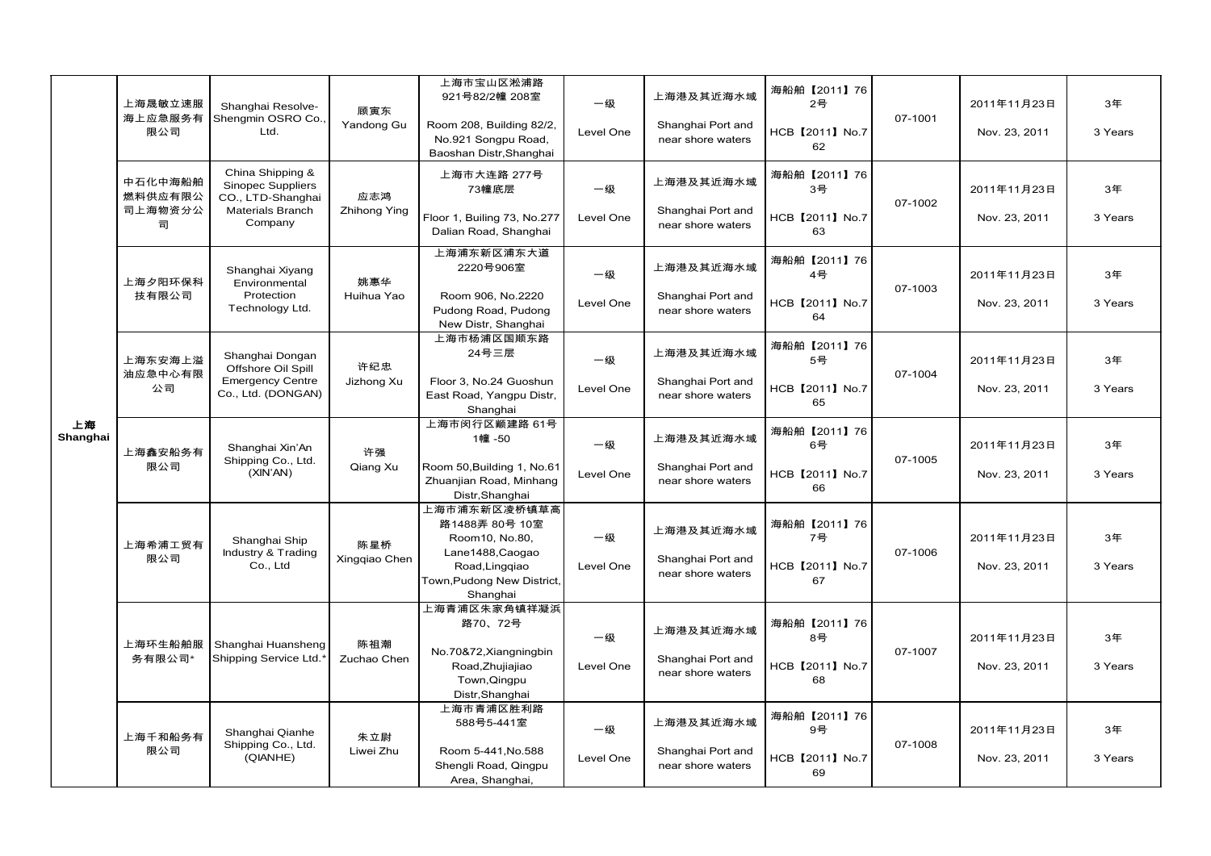| | | | | | | | | | | |
|---|---|---|---|---|---|---|---|---|---|---|
| 上海 Shanghai | 上海晟敏立速服海上应急服务有限公司 | Shanghai Resolve-Shengmin OSRO Co., Ltd. | 顾寅东 Yandong Gu | 上海市宝山区淞浦路921号82/2幢 208室 Room 208, Building 82/2, No.921 Songpu Road, Baoshan Distr,Shanghai | 一级 Level One | 上海港及其近海水域 Shanghai Port and near shore waters | 海船舶【2011】762号 HCB【2011】No.762 | 07-1001 | 2011年11月23日 Nov. 23, 2011 | 3年 3 Years |
| | 中石化中海船舶燃料供应有限公司上海物资分公司 | China Shipping & Sinopec Suppliers CO., LTD-Shanghai Materials Branch Company | 应志鸿 Zhihong Ying | 上海市大连路 277号73幢底层 Floor 1, Builing 73, No.277 Dalian Road, Shanghai | 一级 Level One | 上海港及其近海水域 Shanghai Port and near shore waters | 海船舶【2011】763号 HCB【2011】No.763 | 07-1002 | 2011年11月23日 Nov. 23, 2011 | 3年 3 Years |
| | 上海夕阳环保科技有限公司 | Shanghai Xiyang Environmental Protection Technology Ltd. | 姚蕙华 Huihua Yao | 上海浦东新区浦东大道2220号906室 Room 906, No.2220 Pudong Road, Pudong New Distr, Shanghai | 一级 Level One | 上海港及其近海水域 Shanghai Port and near shore waters | 海船舶【2011】764号 HCB【2011】No.764 | 07-1003 | 2011年11月23日 Nov. 23, 2011 | 3年 3 Years |
| | 上海东安海上溢油应急中心有限公司 | Shanghai Dongan Offshore Oil Spill Emergency Centre Co., Ltd. (DONGAN) | 许纪忠 Jizhong Xu | 上海市杨浦区国顺东路24号三层 Floor 3, No.24 Guoshun East Road, Yangpu Distr, Shanghai | 一级 Level One | 上海港及其近海水域 Shanghai Port and near shore waters | 海船舶【2011】765号 HCB【2011】No.765 | 07-1004 | 2011年11月23日 Nov. 23, 2011 | 3年 3 Years |
| | 上海鑫安船务有限公司 | Shanghai Xin'An Shipping Co., Ltd. (XIN'AN) | 许强 Qiang Xu | 上海市闵行区颛建路 61号1幢 -50 Room 50,Building 1, No.61 Zhuanjian Road, Minhang Distr,Shanghai | 一级 Level One | 上海港及其近海水域 Shanghai Port and near shore waters | 海船舶【2011】766号 HCB【2011】No.766 | 07-1005 | 2011年11月23日 Nov. 23, 2011 | 3年 3 Years |
| | 上海希浦工贸有限公司 | Shanghai Ship Industry & Trading Co., Ltd | 陈星桥 Xingqiao Chen | 上海市浦东新区凌桥镇草高路1488弄 80号 10室 Room10, No.80, Lane1488,Caogao Road,Lingqiao Town,Pudong New District, Shanghai | 一级 Level One | 上海港及其近海水域 Shanghai Port and near shore waters | 海船舶【2011】767号 HCB【2011】No.767 | 07-1006 | 2011年11月23日 Nov. 23, 2011 | 3年 3 Years |
| | 上海环生船舶服务有限公司* | Shanghai Huansheng Shipping Service Ltd.* | 陈祖潮 Zuchao Chen | 上海青浦区朱家角镇祥凝浜路70、72号 No.70&72,Xiangningbin Road,Zhujiajiao Town,Qingpu Distr,Shanghai | 一级 Level One | 上海港及其近海水域 Shanghai Port and near shore waters | 海船舶【2011】768号 HCB【2011】No.768 | 07-1007 | 2011年11月23日 Nov. 23, 2011 | 3年 3 Years |
| | 上海千和船务有限公司 | Shanghai Qianhe Shipping Co., Ltd. (QIANHE) | 朱立尉 Liwei Zhu | 上海市青浦区胜利路588号5-441室 Room 5-441,No.588 Shengli Road, Qingpu Area, Shanghai, | 一级 Level One | 上海港及其近海水域 Shanghai Port and near shore waters | 海船舶【2011】769号 HCB【2011】No.769 | 07-1008 | 2011年11月23日 Nov. 23, 2011 | 3年 3 Years |